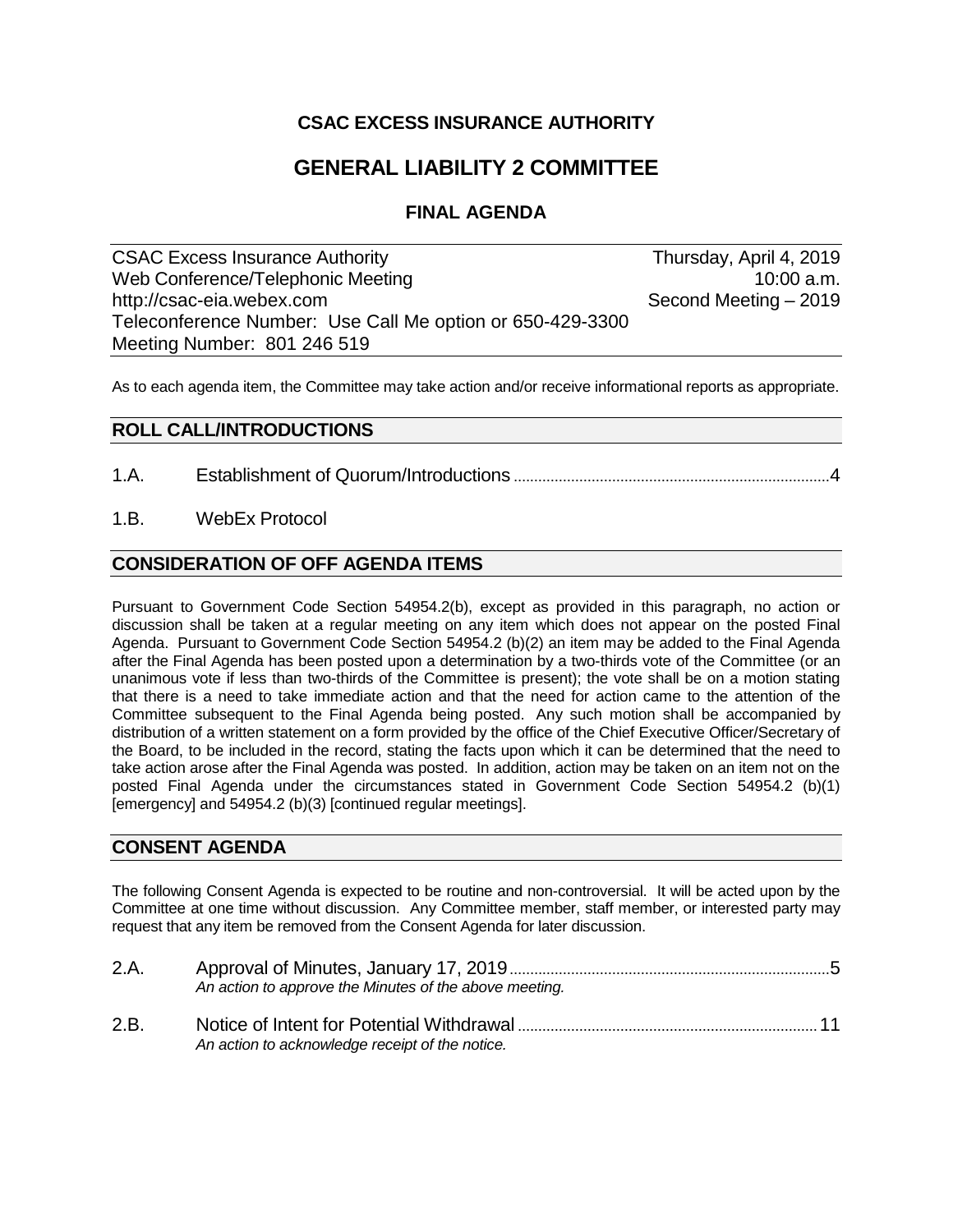# CSAC EXCESS INSURANCE AUTHORITY

# GENERAL LIABILITY 2 COMMITTEE

## FINAL AGENDA

| | |
|---|---|
| CSAC Excess Insurance Authority | Thursday, April 4, 2019 |
| Web Conference/Telephonic Meeting | 10:00 a.m. |
| http://csac-eia.webex.com | Second Meeting – 2019 |
| Teleconference Number: Use Call Me option or 650-429-3300 | |
| Meeting Number: 801 246 519 | |

As to each agenda item, the Committee may take action and/or receive informational reports as appropriate.

## ROLL CALL/INTRODUCTIONS

1.A. Establishment of Quorum/Introductions ........ 4

1.B. WebEx Protocol

## CONSIDERATION OF OFF AGENDA ITEMS

Pursuant to Government Code Section 54954.2(b), except as provided in this paragraph, no action or discussion shall be taken at a regular meeting on any item which does not appear on the posted Final Agenda. Pursuant to Government Code Section 54954.2 (b)(2) an item may be added to the Final Agenda after the Final Agenda has been posted upon a determination by a two-thirds vote of the Committee (or an unanimous vote if less than two-thirds of the Committee is present); the vote shall be on a motion stating that there is a need to take immediate action and that the need for action came to the attention of the Committee subsequent to the Final Agenda being posted. Any such motion shall be accompanied by distribution of a written statement on a form provided by the office of the Chief Executive Officer/Secretary of the Board, to be included in the record, stating the facts upon which it can be determined that the need to take action arose after the Final Agenda was posted. In addition, action may be taken on an item not on the posted Final Agenda under the circumstances stated in Government Code Section 54954.2 (b)(1) [emergency] and 54954.2 (b)(3) [continued regular meetings].

## CONSENT AGENDA

The following Consent Agenda is expected to be routine and non-controversial. It will be acted upon by the Committee at one time without discussion. Any Committee member, staff member, or interested party may request that any item be removed from the Consent Agenda for later discussion.

2.A. Approval of Minutes, January 17, 2019 ........ 5
*An action to approve the Minutes of the above meeting.*

2.B. Notice of Intent for Potential Withdrawal ........ 11
*An action to acknowledge receipt of the notice.*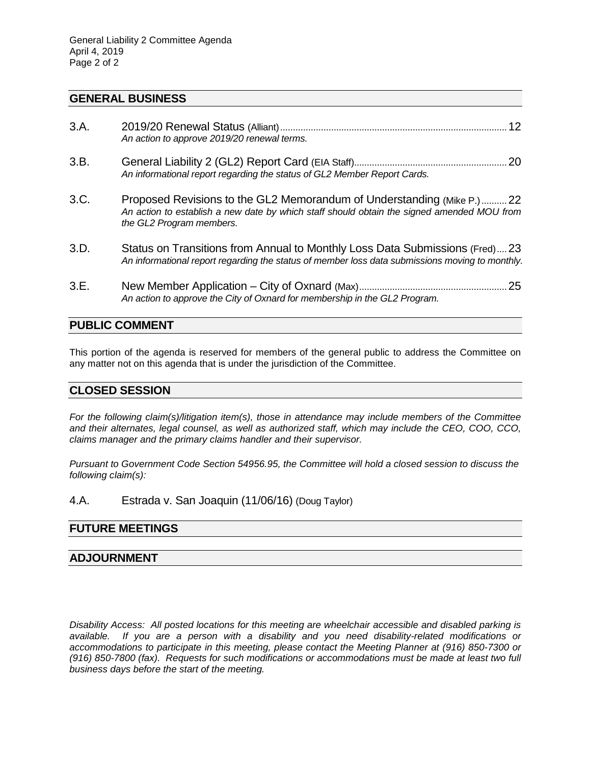## GENERAL BUSINESS

3.A. 2019/20 Renewal Status (Alliant) .......... 12
*An action to approve 2019/20 renewal terms.*

3.B. General Liability 2 (GL2) Report Card (EIA Staff) .......... 20
*An informational report regarding the status of GL2 Member Report Cards.*

3.C. Proposed Revisions to the GL2 Memorandum of Understanding (Mike P.) .......... 22
*An action to establish a new date by which staff should obtain the signed amended MOU from the GL2 Program members.*

3.D. Status on Transitions from Annual to Monthly Loss Data Submissions (Fred) .... 23
*An informational report regarding the status of member loss data submissions moving to monthly.*

3.E. New Member Application – City of Oxnard (Max) .......... 25
*An action to approve the City of Oxnard for membership in the GL2 Program.*

## PUBLIC COMMENT

This portion of the agenda is reserved for members of the general public to address the Committee on any matter not on this agenda that is under the jurisdiction of the Committee.

## CLOSED SESSION

*For the following claim(s)/litigation item(s), those in attendance may include members of the Committee and their alternates, legal counsel, as well as authorized staff, which may include the CEO, COO, CCO, claims manager and the primary claims handler and their supervisor.*

*Pursuant to Government Code Section 54956.95, the Committee will hold a closed session to discuss the following claim(s):*

4.A. Estrada v. San Joaquin (11/06/16) (Doug Taylor)

## FUTURE MEETINGS

## ADJOURNMENT

*Disability Access: All posted locations for this meeting are wheelchair accessible and disabled parking is available. If you are a person with a disability and you need disability-related modifications or accommodations to participate in this meeting, please contact the Meeting Planner at (916) 850-7300 or (916) 850-7800 (fax). Requests for such modifications or accommodations must be made at least two full business days before the start of the meeting.*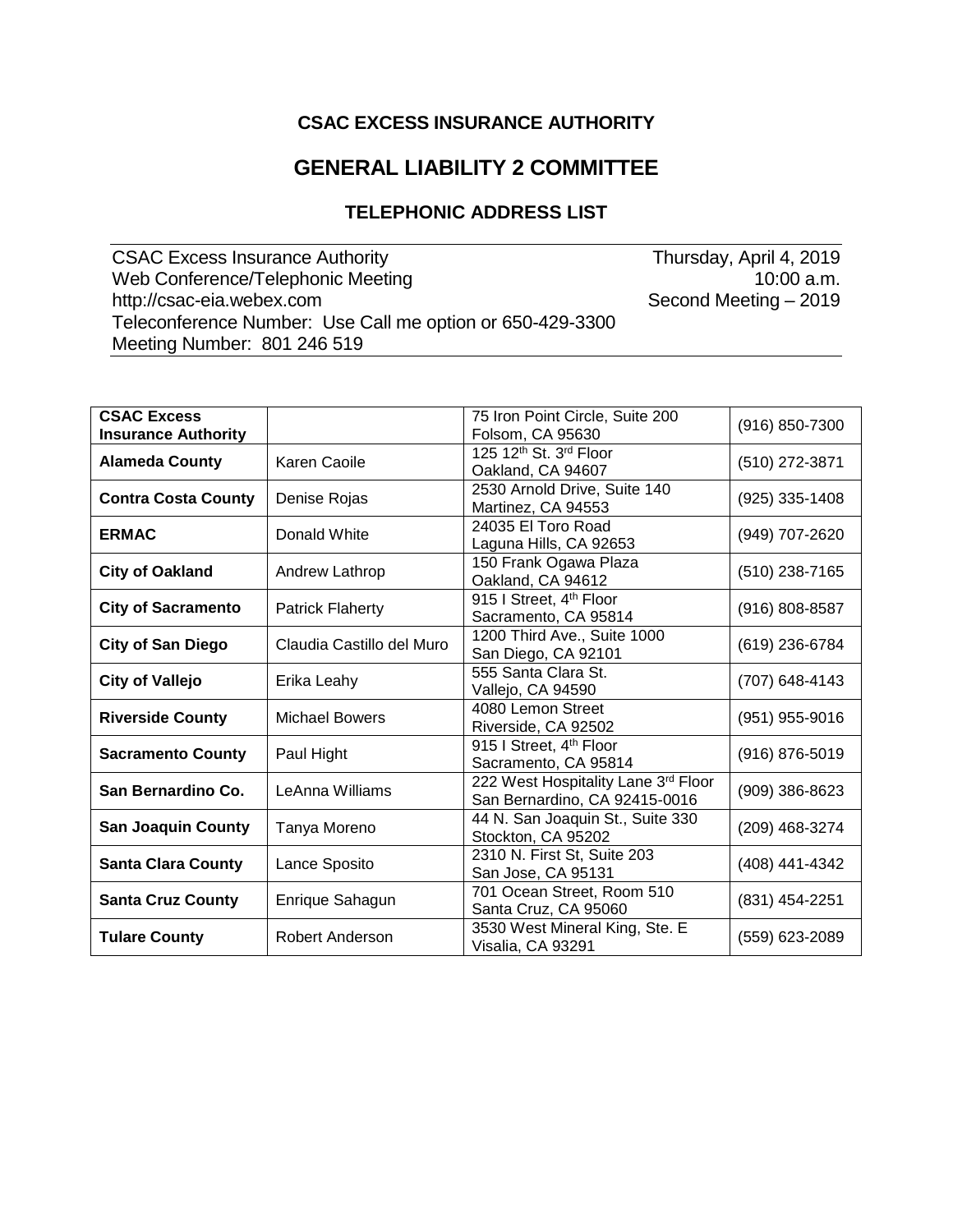**CSAC EXCESS INSURANCE AUTHORITY**

## GENERAL LIABILITY 2 COMMITTEE

### TELEPHONIC ADDRESS LIST

CSAC Excess Insurance Authority | Thursday, April 4, 2019
Web Conference/Telephonic Meeting | 10:00 a.m.
http://csac-eia.webex.com | Second Meeting – 2019
Teleconference Number: Use Call me option or 650-429-3300
Meeting Number: 801 246 519

| | | | |
|---|---|---|---|
| **CSAC Excess Insurance Authority** | | 75 Iron Point Circle, Suite 200<br>Folsom, CA 95630 | (916) 850-7300 |
| **Alameda County** | Karen Caoile | 125 12th St. 3rd Floor<br>Oakland, CA 94607 | (510) 272-3871 |
| **Contra Costa County** | Denise Rojas | 2530 Arnold Drive, Suite 140<br>Martinez, CA 94553 | (925) 335-1408 |
| **ERMAC** | Donald White | 24035 El Toro Road<br>Laguna Hills, CA 92653 | (949) 707-2620 |
| **City of Oakland** | Andrew Lathrop | 150 Frank Ogawa Plaza<br>Oakland, CA 94612 | (510) 238-7165 |
| **City of Sacramento** | Patrick Flaherty | 915 I Street, 4th Floor<br>Sacramento, CA 95814 | (916) 808-8587 |
| **City of San Diego** | Claudia Castillo del Muro | 1200 Third Ave., Suite 1000<br>San Diego, CA 92101 | (619) 236-6784 |
| **City of Vallejo** | Erika Leahy | 555 Santa Clara St.<br>Vallejo, CA 94590 | (707) 648-4143 |
| **Riverside County** | Michael Bowers | 4080 Lemon Street<br>Riverside, CA 92502 | (951) 955-9016 |
| **Sacramento County** | Paul Hight | 915 I Street, 4th Floor<br>Sacramento, CA 95814 | (916) 876-5019 |
| **San Bernardino Co.** | LeAnna Williams | 222 West Hospitality Lane 3rd Floor<br>San Bernardino, CA 92415-0016 | (909) 386-8623 |
| **San Joaquin County** | Tanya Moreno | 44 N. San Joaquin St., Suite 330<br>Stockton, CA 95202 | (209) 468-3274 |
| **Santa Clara County** | Lance Sposito | 2310 N. First St, Suite 203<br>San Jose, CA 95131 | (408) 441-4342 |
| **Santa Cruz County** | Enrique Sahagun | 701 Ocean Street, Room 510<br>Santa Cruz, CA 95060 | (831) 454-2251 |
| **Tulare County** | Robert Anderson | 3530 West Mineral King, Ste. E<br>Visalia, CA 93291 | (559) 623-2089 |